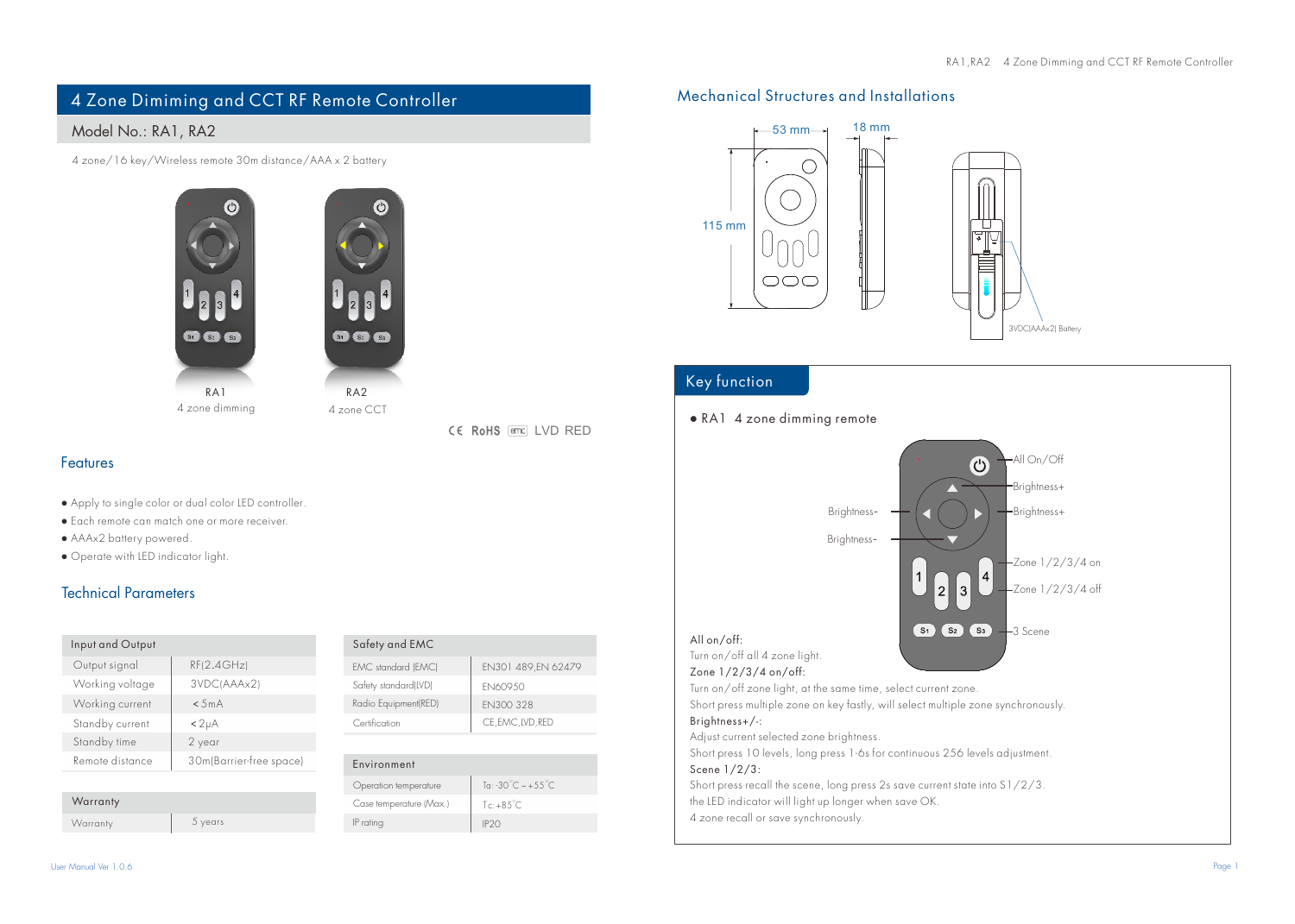# 4 Zone Dimiming and CCT RF Remote Controller

## Model No.: RA1, RA2

4 zone/16 key/Wireless remote 30m distance/AAA x 2 battery

RA1
4 zone dimming

RA2
4 zone CCT

CE RoHS emc LVD RED

## Features

- Apply to single color or dual color LED controller.
- Each remote can match one or more receiver.
- AAAx2 battery powered.
- Operate with LED indicator light.

## Technical Parameters

| Input and Output | |
|---|---|
| Output signal | RF(2.4GHz) |
| Working voltage | 3VDC(AAAx2) |
| Working current | <5mA |
| Standby current | <2μA |
| Standby time | 2 year |
| Remote distance | 30m(Barrier-free space) |

| Warranty | |
|---|---|
| Warranty | 5 years |

| Safety and EMC | |
|---|---|
| EMC standard (EMC) | EN301 489,EN 62479 |
| Safety standard(LVD) | EN60950 |
| Radio Equipment(RED) | EN300 328 |
| Certification | CE,EMC,LVD,RED |

| Environment | |
|---|---|
| Operation temperature | Ta: -30°C ~ +55°C |
| Case temperature (Max.) | Tc: +85°C |
| IP rating | IP20 |

## Mechanical Structures and Installations

53 mm, 18 mm, 115 mm

3VDC(AAAx2) Battery

## Key function

● RA1 4 zone dimming remote

All On/Off
Brightness+
Brightness+
Brightness-
Brightness-
Zone 1/2/3/4 on
Zone 1/2/3/4 off
3 Scene

**All on/off:**
Turn on/off all 4 zone light.

**Zone 1/2/3/4 on/off:**
Turn on/off zone light, at the same time, select current zone.
Short press multiple zone on key fastly, will select multiple zone synchronously.

**Brightness+/-:**
Adjust current selected zone brightness.
Short press 10 levels, long press 1-6s for continuous 256 levels adjustment.

**Scene 1/2/3:**
Short press recall the scene, long press 2s save current state into S1/2/3.
the LED indicator will light up longer when save OK.
4 zone recall or save synchronously.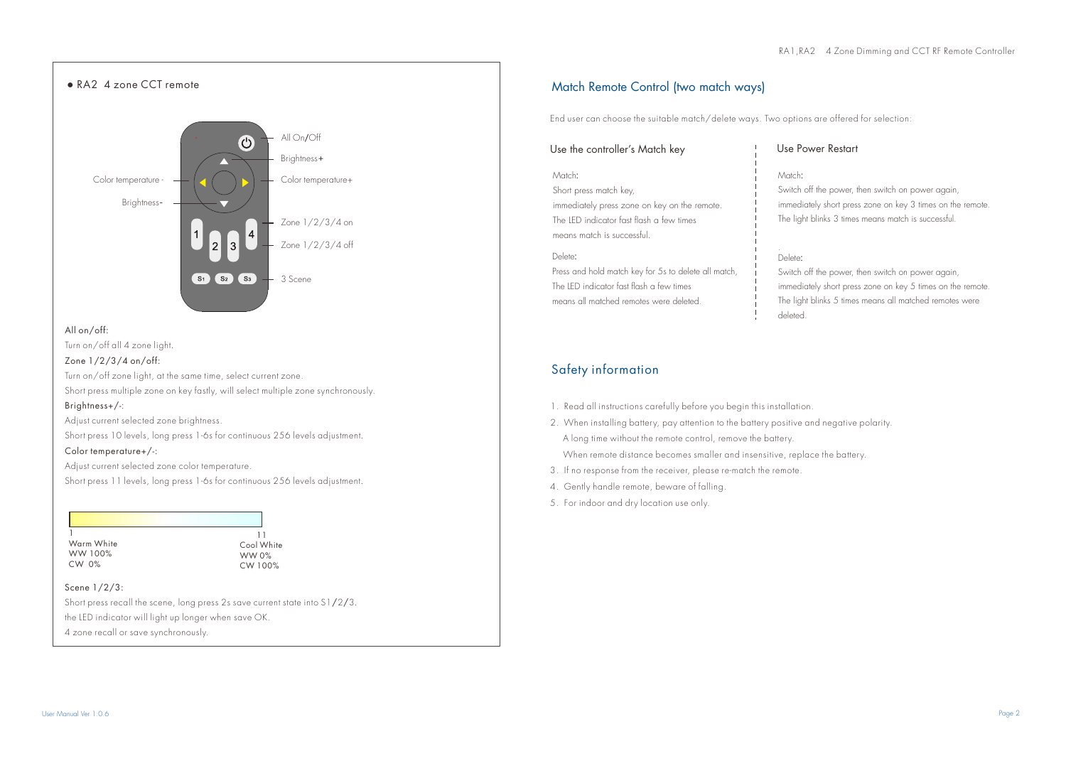● RA2 4 zone CCT remote

All On/Off

Brightness+

Color temperature -

Color temperature+

Brightness-

Zone 1/2/3/4 on

Zone 1/2/3/4 off

3 Scene

All on/off:

Turn on/off all 4 zone light.

Zone 1/2/3/4 on/off:

Turn on/off zone light, at the same time, select current zone.

Short press multiple zone on key fastly, will select multiple zone synchronously.

Brightness+/-:

Adjust current selected zone brightness.

Short press 10 levels, long press 1-6s for continuous 256 levels adjustment.

Color temperature+/-:

Adjust current selected zone color temperature.

Short press 11 levels, long press 1-6s for continuous 256 levels adjustment.

1
Warm White
WW 100%
CW 0%

11
Cool White
WW 0%
CW 100%

Scene 1/2/3:

Short press recall the scene, long press 2s save current state into S1/2/3.

the LED indicator will light up longer when save OK.

4 zone recall or save synchronously.

## Match Remote Control (two match ways)

End user can choose the suitable match/delete ways. Two options are offered for selection:

### Use the controller's Match key

Match:

Short press match key,
immediately press zone on key on the remote.
The LED indicator fast flash a few times
means match is successful.

Delete:

Press and hold match key for 5s to delete all match,
The LED indicator fast flash a few times
means all matched remotes were deleted.

### Use Power Restart

Match:

Switch off the power, then switch on power again,
immediately short press zone on key 3 times on the remote.
The light blinks 3 times means match is successful.

Delete:

Switch off the power, then switch on power again,
immediately short press zone on key 5 times on the remote.
The light blinks 5 times means all matched remotes were deleted.

## Safety information

1. Read all instructions carefully before you begin this installation.
2. When installing battery, pay attention to the battery positive and negative polarity.
   A long time without the remote control, remove the battery.
   When remote distance becomes smaller and insensitive, replace the battery.
3. If no response from the receiver, please re-match the remote.
4. Gently handle remote, beware of falling.
5. For indoor and dry location use only.